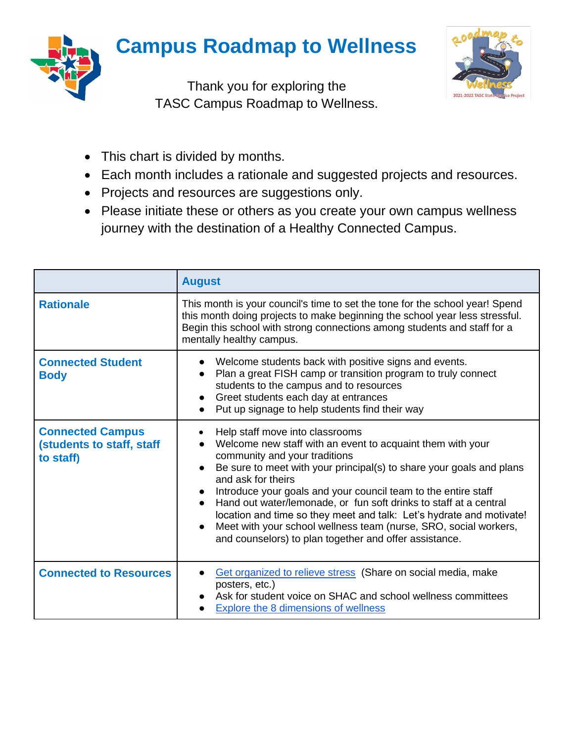# Campus Roadmap to Wellness

Thank you for exploring the
TASC Campus Roadmap to Wellness.

- This chart is divided by months.
- Each month includes a rationale and suggested projects and resources.
- Projects and resources are suggestions only.
- Please initiate these or others as you create your own campus wellness journey with the destination of a Healthy Connected Campus.

| | **August** |
|---|---|
| **Rationale** | This month is your council's time to set the tone for the school year! Spend this month doing projects to make beginning the school year less stressful. Begin this school with strong connections among students and staff for a mentally healthy campus. |
| **Connected Student Body** | • Welcome students back with positive signs and events.<br>• Plan a great FISH camp or transition program to truly connect students to the campus and to resources<br>• Greet students each day at entrances<br>• Put up signage to help students find their way |
| **Connected Campus (students to staff, staff to staff)** | • Help staff move into classrooms<br>• Welcome new staff with an event to acquaint them with your community and your traditions<br>• Be sure to meet with your principal(s) to share your goals and plans and ask for theirs<br>• Introduce your goals and your council team to the entire staff<br>• Hand out water/lemonade, or fun soft drinks to staff at a central location and time so they meet and talk: Let's hydrate and motivate!<br>• Meet with your school wellness team (nurse, SRO, social workers, and counselors) to plan together and offer assistance. |
| **Connected to Resources** | • Get organized to relieve stress (Share on social media, make posters, etc.)<br>• Ask for student voice on SHAC and school wellness committees<br>• Explore the 8 dimensions of wellness |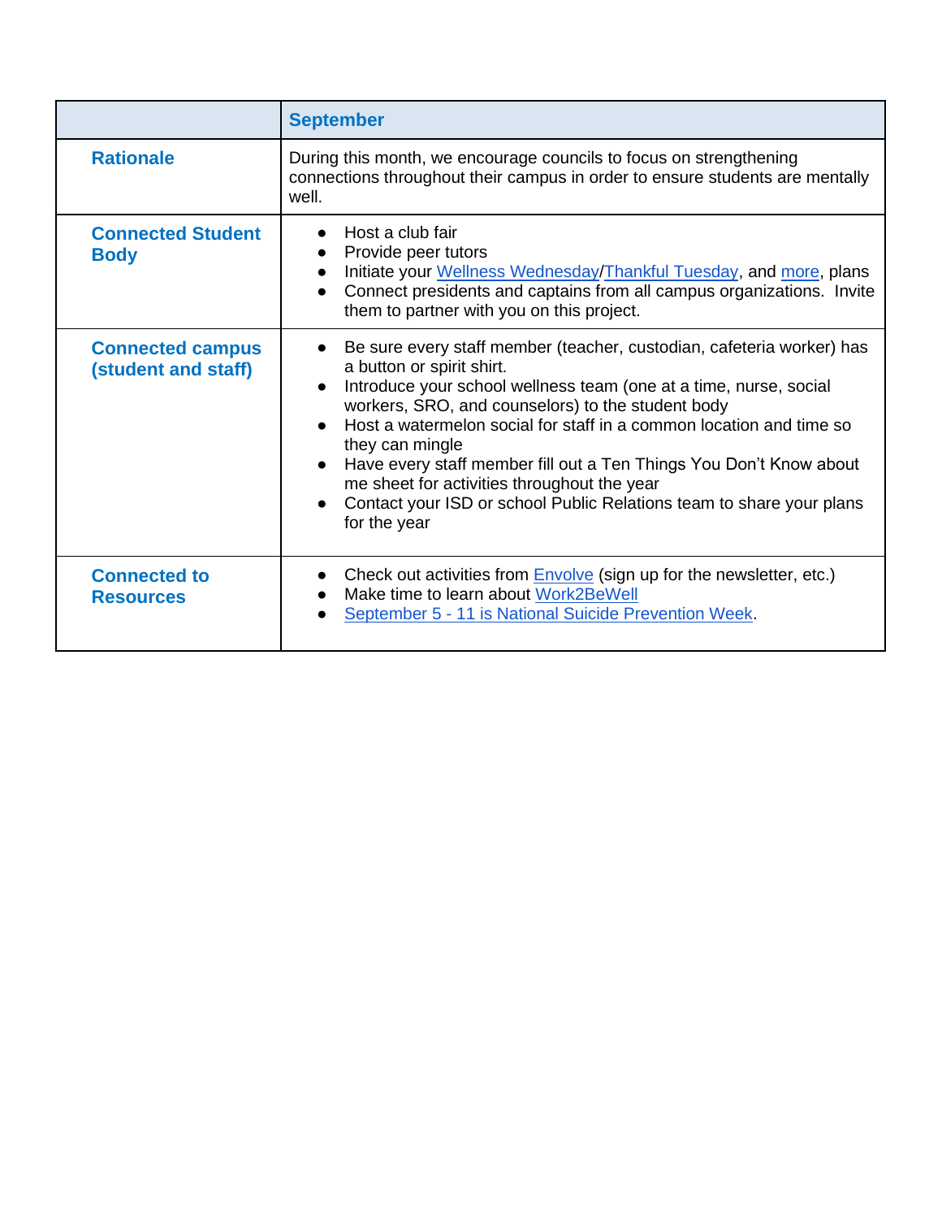| | September |
|---|---|
| **Rationale** | During this month, we encourage councils to focus on strengthening connections throughout their campus in order to ensure students are mentally well. |
| **Connected Student Body** | ● Host a club fair<br>● Provide peer tutors<br>● Initiate your Wellness Wednesday/Thankful Tuesday, and more, plans<br>● Connect presidents and captains from all campus organizations. Invite them to partner with you on this project. |
| **Connected campus (student and staff)** | ● Be sure every staff member (teacher, custodian, cafeteria worker) has a button or spirit shirt.<br>● Introduce your school wellness team (one at a time, nurse, social workers, SRO, and counselors) to the student body<br>● Host a watermelon social for staff in a common location and time so they can mingle<br>● Have every staff member fill out a Ten Things You Don't Know about me sheet for activities throughout the year<br>● Contact your ISD or school Public Relations team to share your plans for the year |
| **Connected to Resources** | ● Check out activities from Envolve (sign up for the newsletter, etc.)<br>● Make time to learn about Work2BeWell<br>● September 5 - 11 is National Suicide Prevention Week. |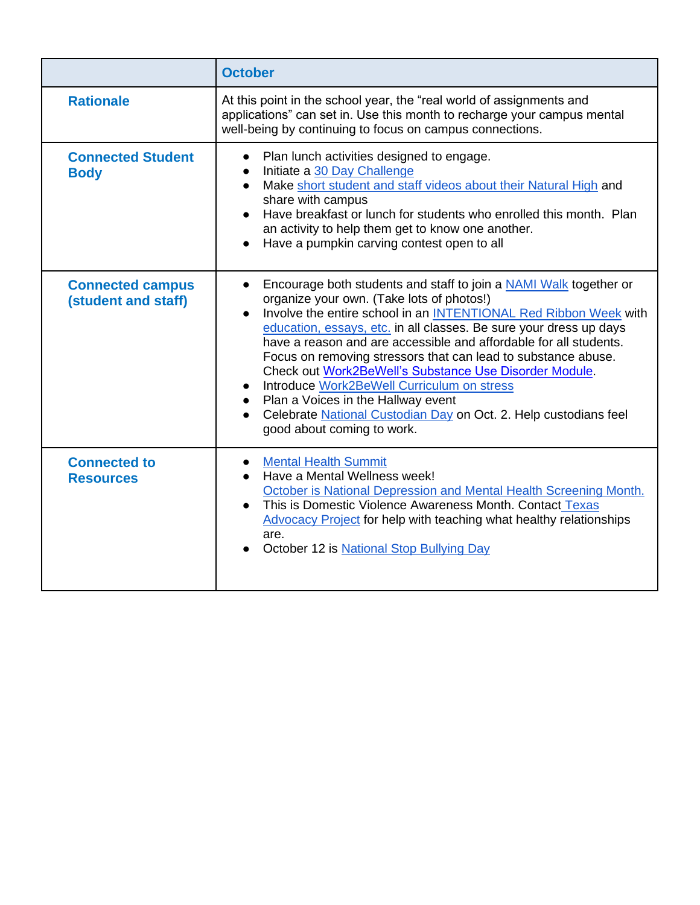| | October |
|---|---|
| **Rationale** | At this point in the school year, the "real world of assignments and applications" can set in. Use this month to recharge your campus mental well-being by continuing to focus on campus connections. |
| **Connected Student Body** | • Plan lunch activities designed to engage.<br>• Initiate a 30 Day Challenge<br>• Make short student and staff videos about their Natural High and share with campus<br>• Have breakfast or lunch for students who enrolled this month. Plan an activity to help them get to know one another.<br>• Have a pumpkin carving contest open to all |
| **Connected campus (student and staff)** | • Encourage both students and staff to join a NAMI Walk together or organize your own. (Take lots of photos!)<br>• Involve the entire school in an INTENTIONAL Red Ribbon Week with education, essays, etc. in all classes. Be sure your dress up days have a reason and are accessible and affordable for all students. Focus on removing stressors that can lead to substance abuse. Check out Work2BeWell's Substance Use Disorder Module.<br>• Introduce Work2BeWell Curriculum on stress<br>• Plan a Voices in the Hallway event<br>• Celebrate National Custodian Day on Oct. 2. Help custodians feel good about coming to work. |
| **Connected to Resources** | • Mental Health Summit<br>• Have a Mental Wellness week! October is National Depression and Mental Health Screening Month.<br>• This is Domestic Violence Awareness Month. Contact Texas Advocacy Project for help with teaching what healthy relationships are.<br>• October 12 is National Stop Bullying Day |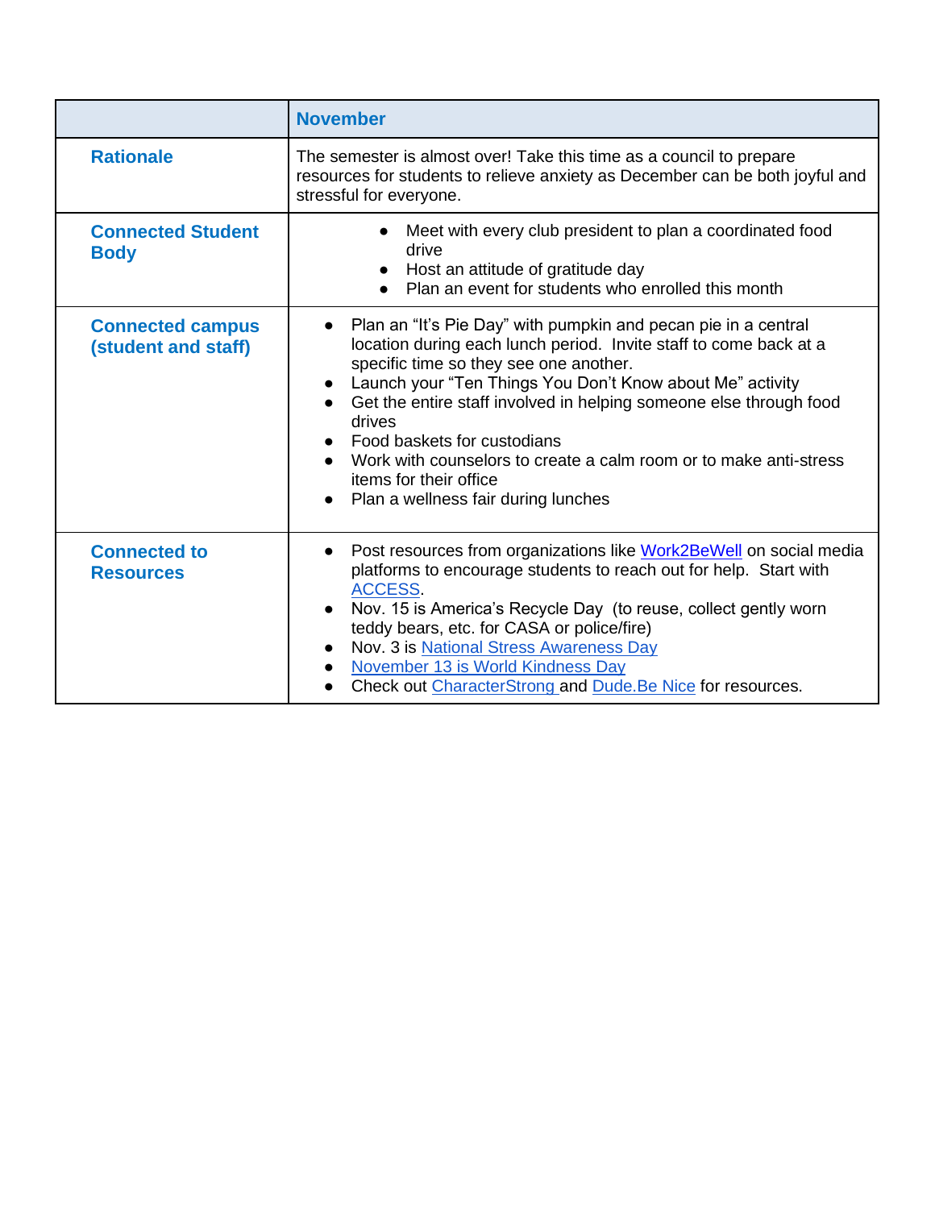| | November |
|---|---|
| **Rationale** | The semester is almost over! Take this time as a council to prepare resources for students to relieve anxiety as December can be both joyful and stressful for everyone. |
| **Connected Student Body** | • Meet with every club president to plan a coordinated food drive<br>• Host an attitude of gratitude day<br>• Plan an event for students who enrolled this month |
| **Connected campus (student and staff)** | • Plan an "It's Pie Day" with pumpkin and pecan pie in a central location during each lunch period. Invite staff to come back at a specific time so they see one another.<br>• Launch your "Ten Things You Don't Know about Me" activity<br>• Get the entire staff involved in helping someone else through food drives<br>• Food baskets for custodians<br>• Work with counselors to create a calm room or to make anti-stress items for their office<br>• Plan a wellness fair during lunches |
| **Connected to Resources** | • Post resources from organizations like Work2BeWell on social media platforms to encourage students to reach out for help. Start with ACCESS.<br>• Nov. 15 is America's Recycle Day (to reuse, collect gently worn teddy bears, etc. for CASA or police/fire)<br>• Nov. 3 is National Stress Awareness Day<br>• November 13 is World Kindness Day<br>• Check out CharacterStrong and Dude.Be Nice for resources. |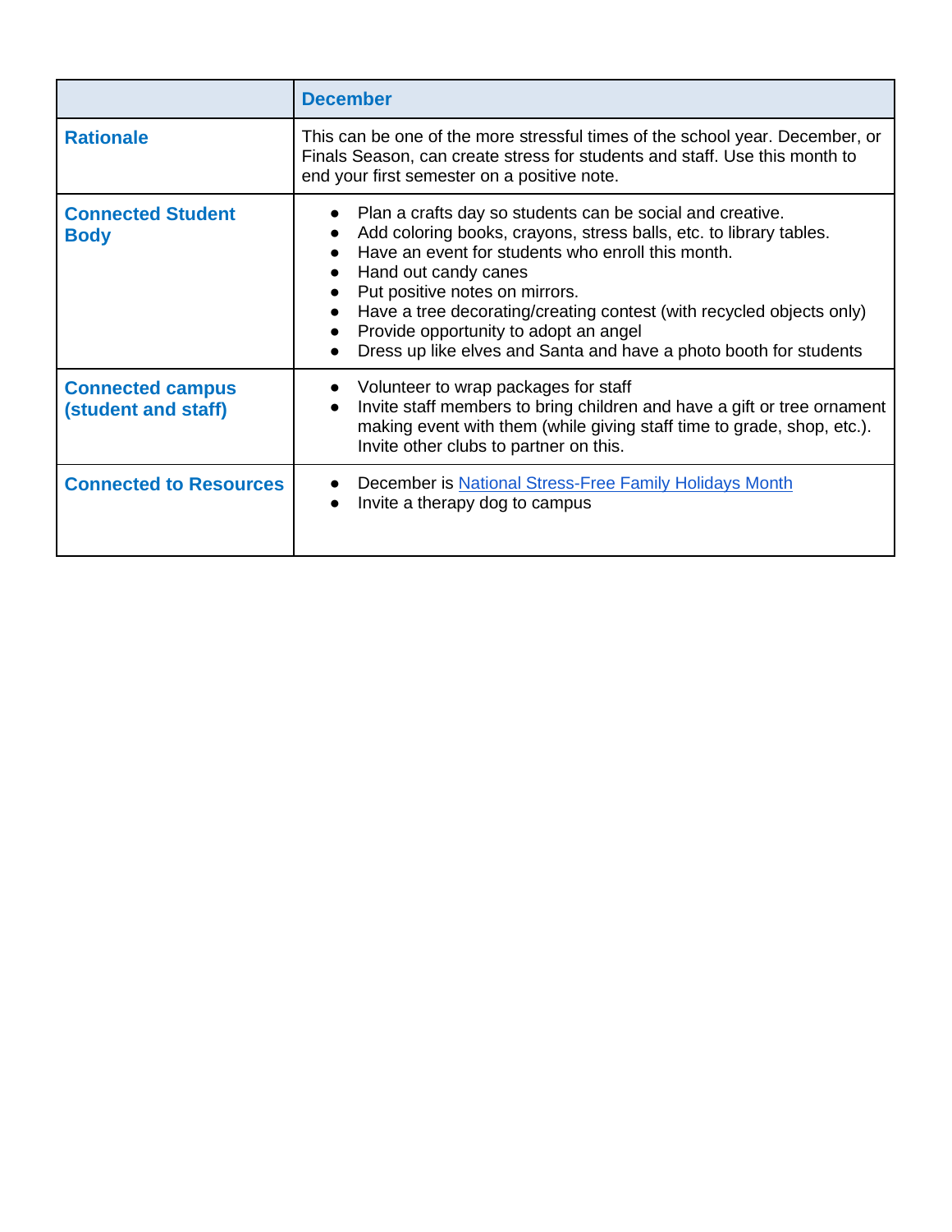| | December |
|---|---|
| **Rationale** | This can be one of the more stressful times of the school year. December, or Finals Season, can create stress for students and staff. Use this month to end your first semester on a positive note. |
| **Connected Student Body** | • Plan a crafts day so students can be social and creative.<br>• Add coloring books, crayons, stress balls, etc. to library tables.<br>• Have an event for students who enroll this month.<br>• Hand out candy canes<br>• Put positive notes on mirrors.<br>• Have a tree decorating/creating contest (with recycled objects only)<br>• Provide opportunity to adopt an angel<br>• Dress up like elves and Santa and have a photo booth for students |
| **Connected campus (student and staff)** | • Volunteer to wrap packages for staff<br>• Invite staff members to bring children and have a gift or tree ornament making event with them (while giving staff time to grade, shop, etc.). Invite other clubs to partner on this. |
| **Connected to Resources** | • December is National Stress-Free Family Holidays Month<br>• Invite a therapy dog to campus |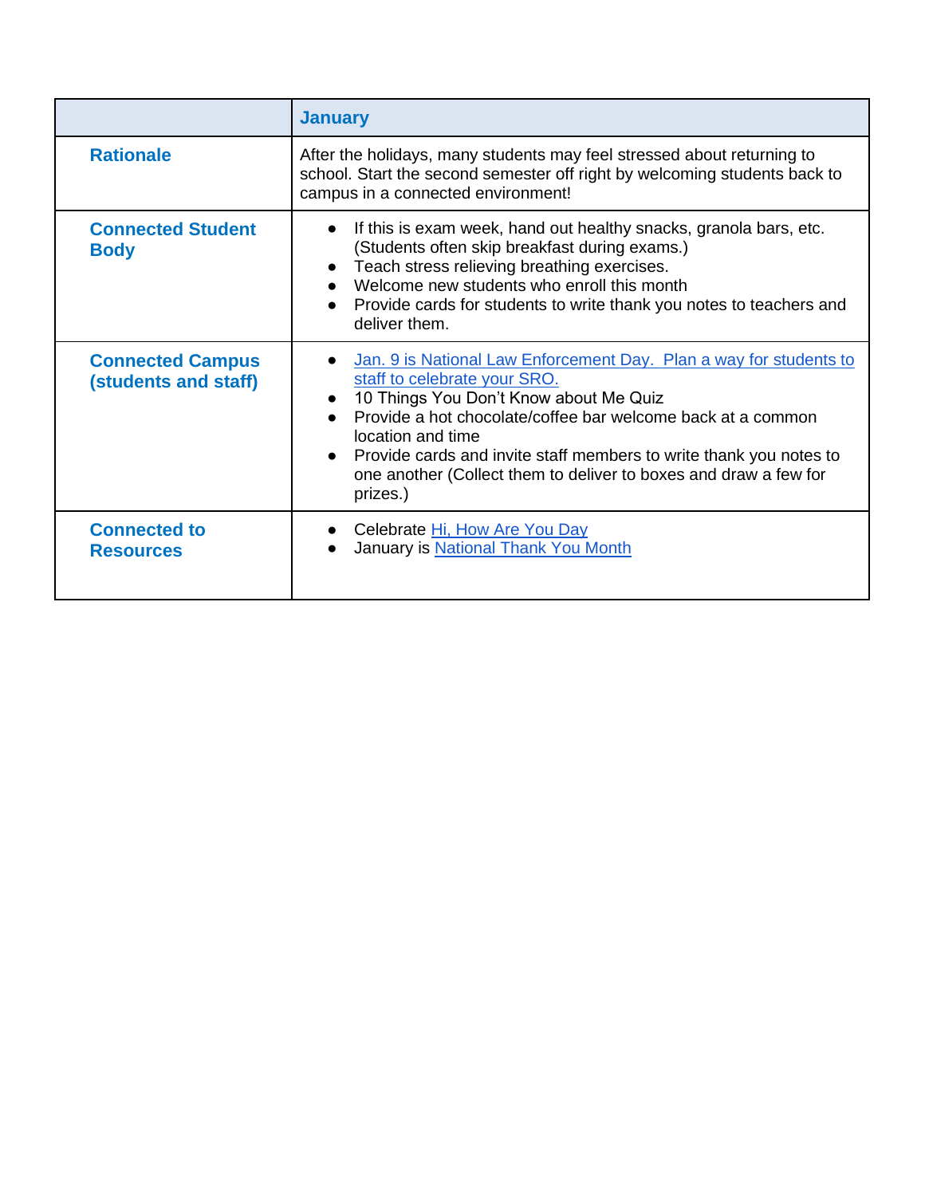| | January |
|---|---|
| **Rationale** | After the holidays, many students may feel stressed about returning to school. Start the second semester off right by welcoming students back to campus in a connected environment! |
| **Connected Student Body** | • If this is exam week, hand out healthy snacks, granola bars, etc. (Students often skip breakfast during exams.)<br>• Teach stress relieving breathing exercises.<br>• Welcome new students who enroll this month<br>• Provide cards for students to write thank you notes to teachers and deliver them. |
| **Connected Campus (students and staff)** | • Jan. 9 is National Law Enforcement Day. Plan a way for students to staff to celebrate your SRO.<br>• 10 Things You Don't Know about Me Quiz<br>• Provide a hot chocolate/coffee bar welcome back at a common location and time<br>• Provide cards and invite staff members to write thank you notes to one another (Collect them to deliver to boxes and draw a few for prizes.) |
| **Connected to Resources** | • Celebrate Hi, How Are You Day<br>• January is National Thank You Month |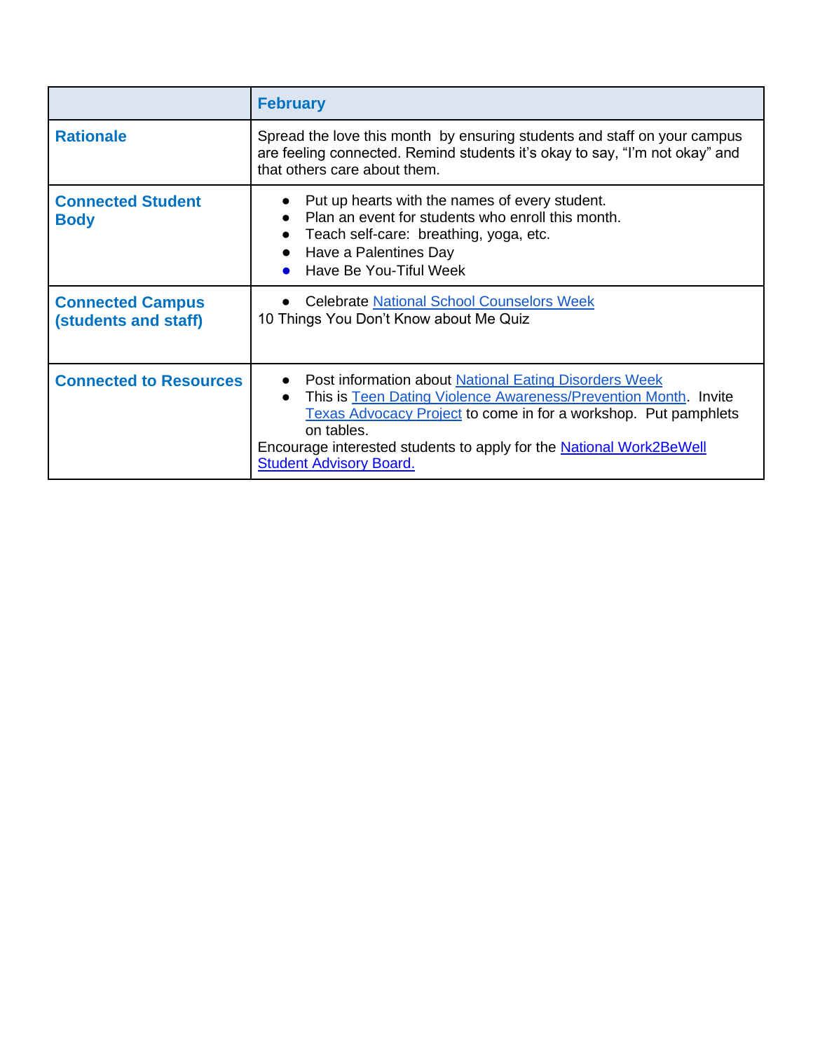| | February |
|---|---|
| **Rationale** | Spread the love this month by ensuring students and staff on your campus are feeling connected. Remind students it's okay to say, "I'm not okay" and that others care about them. |
| **Connected Student Body** | • Put up hearts with the names of every student.<br>• Plan an event for students who enroll this month.<br>• Teach self-care: breathing, yoga, etc.<br>• Have a Palentines Day<br>• Have Be You-Tiful Week |
| **Connected Campus (students and staff)** | • Celebrate National School Counselors Week<br>10 Things You Don't Know about Me Quiz |
| **Connected to Resources** | • Post information about National Eating Disorders Week<br>• This is Teen Dating Violence Awareness/Prevention Month. Invite Texas Advocacy Project to come in for a workshop. Put pamphlets on tables.<br>Encourage interested students to apply for the National Work2BeWell Student Advisory Board. |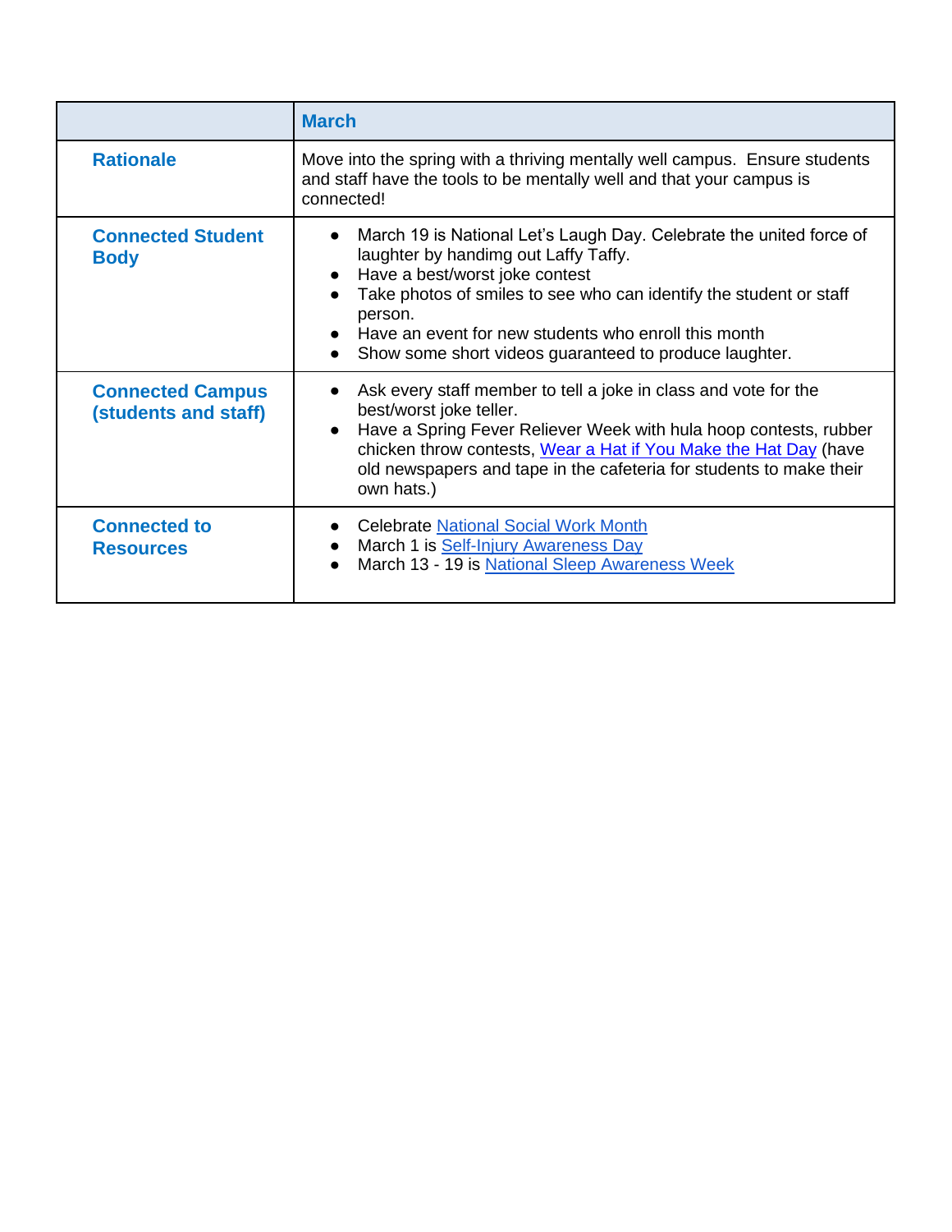| | March |
|---|---|
| **Rationale** | Move into the spring with a thriving mentally well campus. Ensure students and staff have the tools to be mentally well and that your campus is connected! |
| **Connected Student Body** | • March 19 is National Let's Laugh Day. Celebrate the united force of laughter by handimg out Laffy Taffy.<br>• Have a best/worst joke contest<br>• Take photos of smiles to see who can identify the student or staff person.<br>• Have an event for new students who enroll this month<br>• Show some short videos guaranteed to produce laughter. |
| **Connected Campus (students and staff)** | • Ask every staff member to tell a joke in class and vote for the best/worst joke teller.<br>• Have a Spring Fever Reliever Week with hula hoop contests, rubber chicken throw contests, Wear a Hat if You Make the Hat Day (have old newspapers and tape in the cafeteria for students to make their own hats.) |
| **Connected to Resources** | • Celebrate National Social Work Month<br>• March 1 is Self-Injury Awareness Day<br>• March 13 - 19 is National Sleep Awareness Week |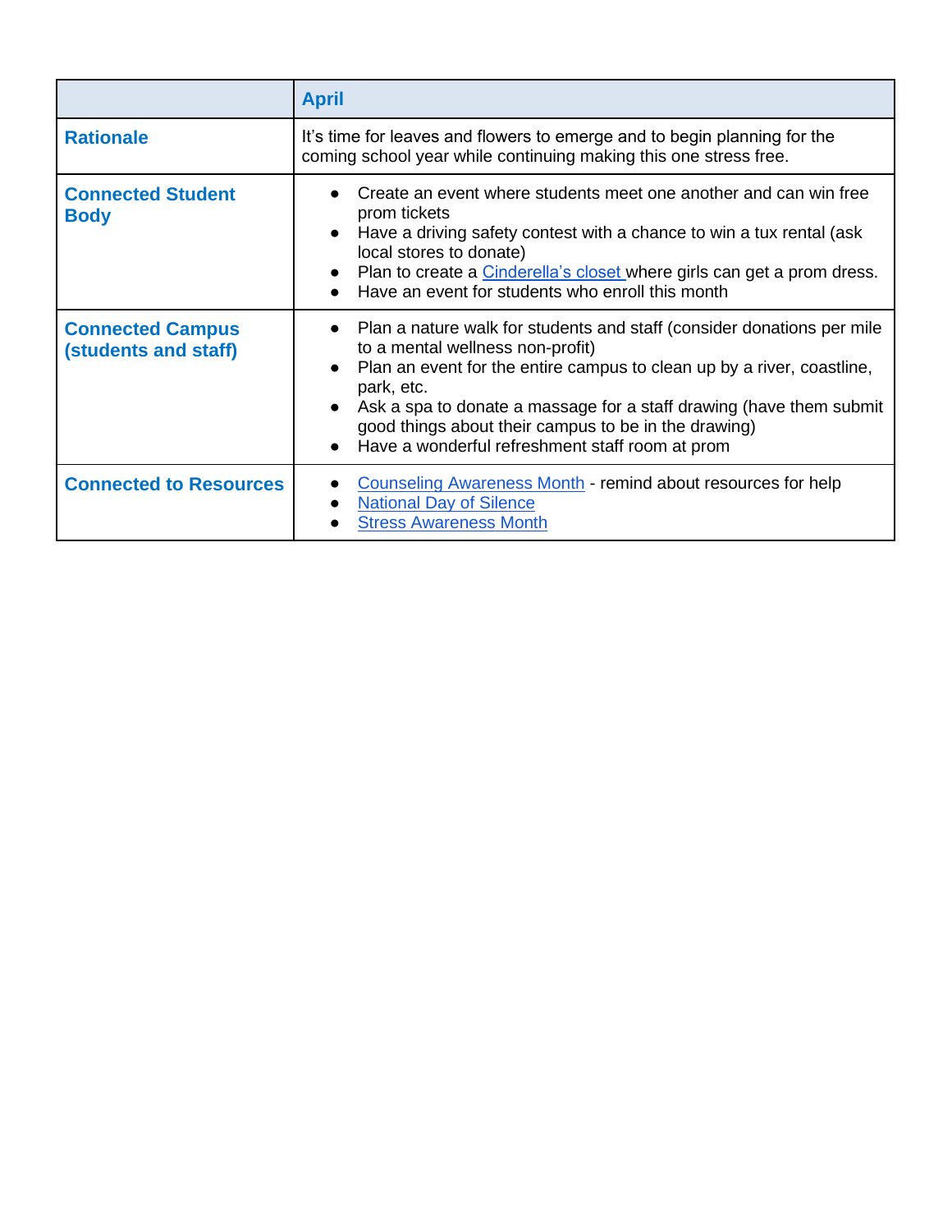| | **April** |
|---|---|
| **Rationale** | It's time for leaves and flowers to emerge and to begin planning for the coming school year while continuing making this one stress free. |
| **Connected Student Body** | • Create an event where students meet one another and can win free prom tickets<br>• Have a driving safety contest with a chance to win a tux rental (ask local stores to donate)<br>• Plan to create a Cinderella's closet where girls can get a prom dress.<br>• Have an event for students who enroll this month |
| **Connected Campus (students and staff)** | • Plan a nature walk for students and staff (consider donations per mile to a mental wellness non-profit)<br>• Plan an event for the entire campus to clean up by a river, coastline, park, etc.<br>• Ask a spa to donate a massage for a staff drawing (have them submit good things about their campus to be in the drawing)<br>• Have a wonderful refreshment staff room at prom |
| **Connected to Resources** | • Counseling Awareness Month - remind about resources for help<br>• National Day of Silence<br>• Stress Awareness Month |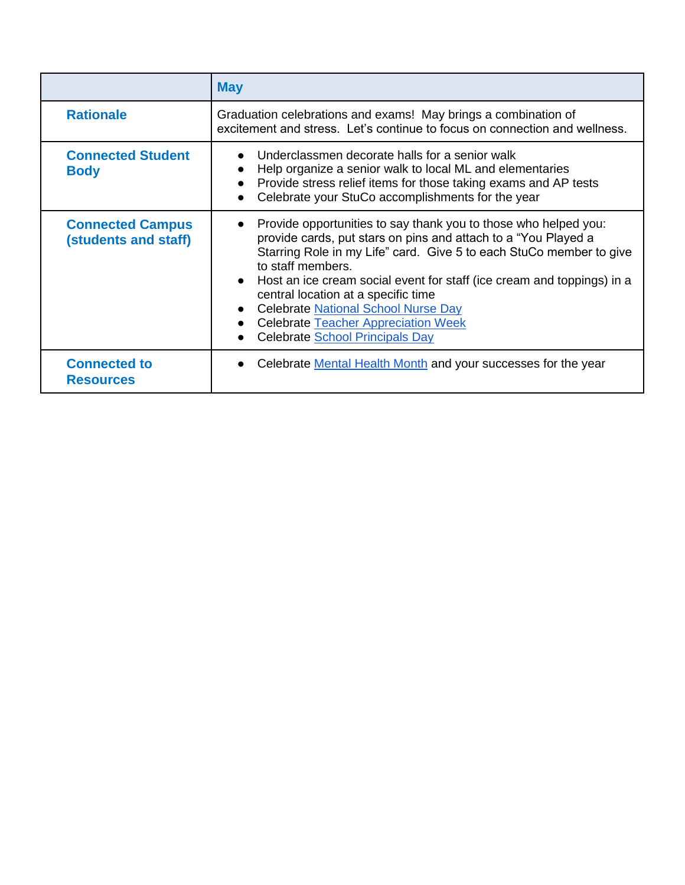| | May |
|---|---|
| **Rationale** | Graduation celebrations and exams! May brings a combination of excitement and stress. Let's continue to focus on connection and wellness. |
| **Connected Student Body** | • Underclassmen decorate halls for a senior walk<br>• Help organize a senior walk to local ML and elementaries<br>• Provide stress relief items for those taking exams and AP tests<br>• Celebrate your StuCo accomplishments for the year |
| **Connected Campus (students and staff)** | • Provide opportunities to say thank you to those who helped you: provide cards, put stars on pins and attach to a "You Played a Starring Role in my Life" card. Give 5 to each StuCo member to give to staff members.<br>• Host an ice cream social event for staff (ice cream and toppings) in a central location at a specific time<br>• Celebrate National School Nurse Day<br>• Celebrate Teacher Appreciation Week<br>• Celebrate School Principals Day |
| **Connected to Resources** | • Celebrate Mental Health Month and your successes for the year |